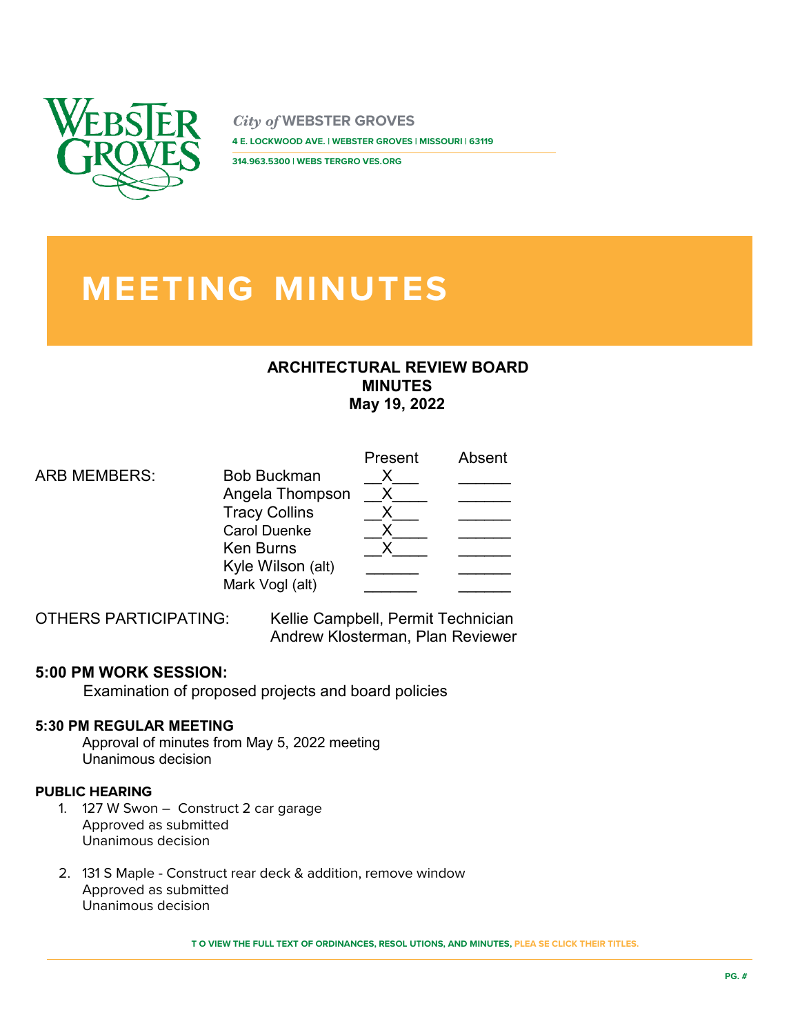City of WEBSTER GROVES

4 E. LOCKWOOD AVE. | WEBSTER GROVES | MISSOURI | 63119

314.963.5300 | WEBS TERGRO VES.ORG

# MEETING MINUTES

**ARCHITECTURAL REVIEW BOARD**
**MINUTES**
**May 19, 2022**

| ARB MEMBERS: | | Present | Absent |
|---|---|---|---|
| | Bob Buckman | X | |
| | Angela Thompson | X | |
| | Tracy Collins | X | |
| | Carol Duenke | X | |
| | Ken Burns | X | |
| | Kyle Wilson (alt) | | |
| | Mark Vogl (alt) | | |

OTHERS PARTICIPATING: Kellie Campbell, Permit Technician
Andrew Klosterman, Plan Reviewer

### 5:00 PM WORK SESSION:

Examination of proposed projects and board policies

### 5:30 PM REGULAR MEETING

Approval of minutes from May 5, 2022 meeting
Unanimous decision

### PUBLIC HEARING

1. 127 W Swon – Construct 2 car garage
   Approved as submitted
   Unanimous decision

2. 131 S Maple - Construct rear deck & addition, remove window
   Approved as submitted
   Unanimous decision

T O VIEW THE FULL TEXT OF ORDINANCES, RESOL UTIONS, AND MINUTES, PLEA SE CLICK THEIR TITLES.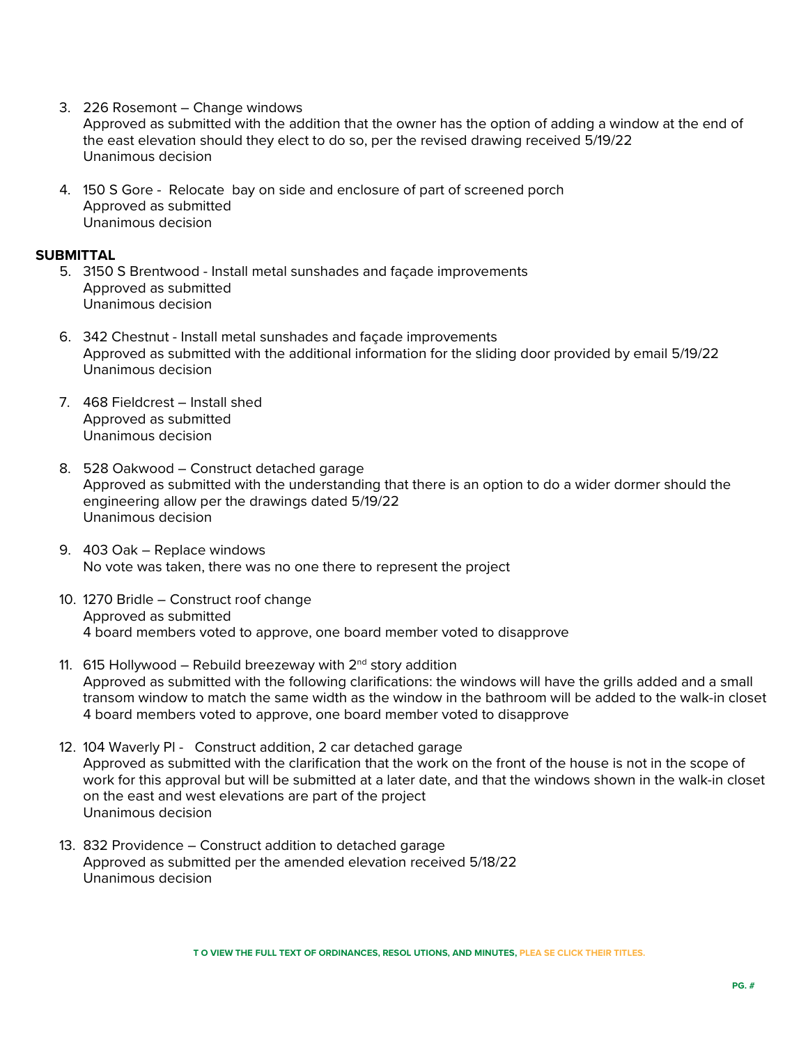3. 226 Rosemont – Change windows
   Approved as submitted with the addition that the owner has the option of adding a window at the end of the east elevation should they elect to do so, per the revised drawing received 5/19/22
   Unanimous decision

4. 150 S Gore - Relocate bay on side and enclosure of part of screened porch
   Approved as submitted
   Unanimous decision

**SUBMITTAL**

5. 3150 S Brentwood - Install metal sunshades and façade improvements
   Approved as submitted
   Unanimous decision

6. 342 Chestnut - Install metal sunshades and façade improvements
   Approved as submitted with the additional information for the sliding door provided by email 5/19/22
   Unanimous decision

7. 468 Fieldcrest – Install shed
   Approved as submitted
   Unanimous decision

8. 528 Oakwood – Construct detached garage
   Approved as submitted with the understanding that there is an option to do a wider dormer should the engineering allow per the drawings dated 5/19/22
   Unanimous decision

9. 403 Oak – Replace windows
   No vote was taken, there was no one there to represent the project

10. 1270 Bridle – Construct roof change
    Approved as submitted
    4 board members voted to approve, one board member voted to disapprove

11. 615 Hollywood – Rebuild breezeway with 2nd story addition
    Approved as submitted with the following clarifications: the windows will have the grills added and a small transom window to match the same width as the window in the bathroom will be added to the walk-in closet
    4 board members voted to approve, one board member voted to disapprove

12. 104 Waverly Pl - Construct addition, 2 car detached garage
    Approved as submitted with the clarification that the work on the front of the house is not in the scope of work for this approval but will be submitted at a later date, and that the windows shown in the walk-in closet on the east and west elevations are part of the project
    Unanimous decision

13. 832 Providence – Construct addition to detached garage
    Approved as submitted per the amended elevation received 5/18/22
    Unanimous decision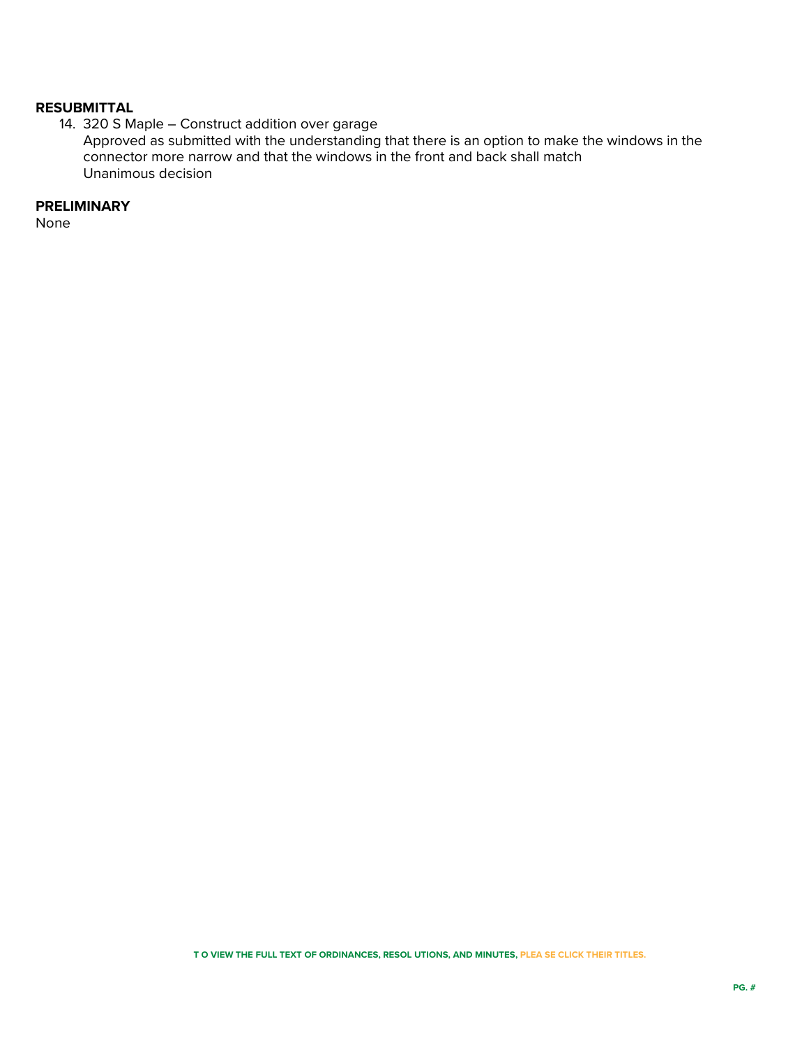**RESUBMITTAL**

14. 320 S Maple – Construct addition over garage
    Approved as submitted with the understanding that there is an option to make the windows in the connector more narrow and that the windows in the front and back shall match
    Unanimous decision

**PRELIMINARY**

None

T O VIEW THE FULL TEXT OF ORDINANCES, RESOL UTIONS, AND MINUTES, PLEA SE CLICK THEIR TITLES.